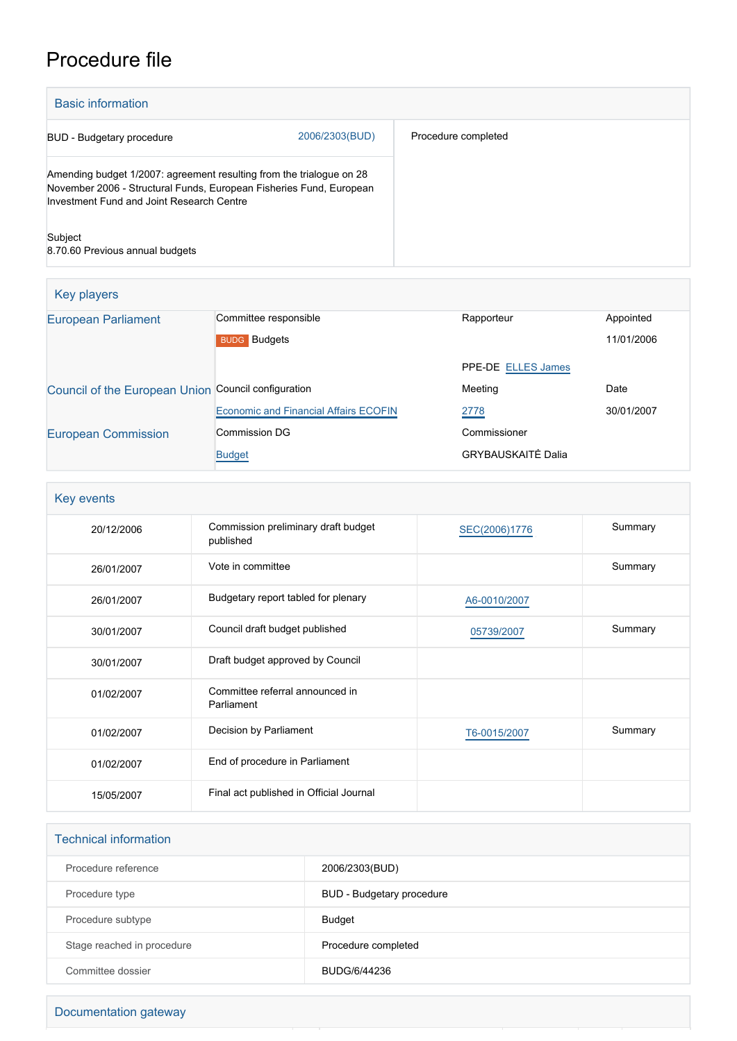# Procedure file

## Basic information

| | |
|---|---|
| BUD - Budgetary procedure 2006/2303(BUD) | Procedure completed |
| Amending budget 1/2007: agreement resulting from the trialogue on 28 November 2006 - Structural Funds, European Fisheries Fund, European Investment Fund and Joint Research Centre | |
| Subject<br>8.70.60 Previous annual budgets | |

## Key players

| | | | |
|---|---|---|---|
| European Parliament | Committee responsible | Rapporteur | Appointed |
| | BUDG Budgets | | 11/01/2006 |
| | | PPE-DE ELLES James | |
| Council of the European Union | Council configuration | Meeting | Date |
| | Economic and Financial Affairs ECOFIN | 2778 | 30/01/2007 |
| European Commission | Commission DG | Commissioner | |
| | Budget | GRYBAUSKAITĖ Dalia | |

## Key events

| | | | |
|---|---|---|---|
| 20/12/2006 | Commission preliminary draft budget published | SEC(2006)1776 | Summary |
| 26/01/2007 | Vote in committee | | Summary |
| 26/01/2007 | Budgetary report tabled for plenary | A6-0010/2007 | |
| 30/01/2007 | Council draft budget published | 05739/2007 | Summary |
| 30/01/2007 | Draft budget approved by Council | | |
| 01/02/2007 | Committee referral announced in Parliament | | |
| 01/02/2007 | Decision by Parliament | T6-0015/2007 | Summary |
| 01/02/2007 | End of procedure in Parliament | | |
| 15/05/2007 | Final act published in Official Journal | | |

## Technical information

| | |
|---|---|
| Procedure reference | 2006/2303(BUD) |
| Procedure type | BUD - Budgetary procedure |
| Procedure subtype | Budget |
| Stage reached in procedure | Procedure completed |
| Committee dossier | BUDG/6/44236 |

## Documentation gateway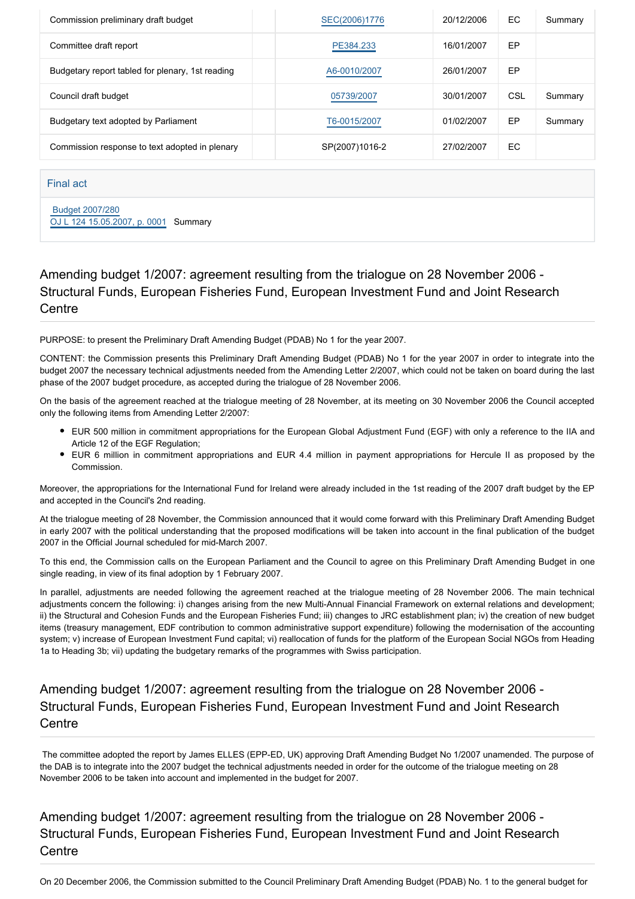| Commission preliminary draft budget | | SEC(2006)1776 | 20/12/2006 | EC | Summary |
|---|---|---|---|---|---|
| Committee draft report | | PE384.233 | 16/01/2007 | EP | |
| Budgetary report tabled for plenary, 1st reading | | A6-0010/2007 | 26/01/2007 | EP | |
| Council draft budget | | 05739/2007 | 30/01/2007 | CSL | Summary |
| Budgetary text adopted by Parliament | | T6-0015/2007 | 01/02/2007 | EP | Summary |
| Commission response to text adopted in plenary | | SP(2007)1016-2 | 27/02/2007 | EC | |

Final act

Budget 2007/280
OJ L 124 15.05.2007, p. 0001 Summary

## Amending budget 1/2007: agreement resulting from the trialogue on 28 November 2006 - Structural Funds, European Fisheries Fund, European Investment Fund and Joint Research Centre

PURPOSE: to present the Preliminary Draft Amending Budget (PDAB) No 1 for the year 2007.

CONTENT: the Commission presents this Preliminary Draft Amending Budget (PDAB) No 1 for the year 2007 in order to integrate into the budget 2007 the necessary technical adjustments needed from the Amending Letter 2/2007, which could not be taken on board during the last phase of the 2007 budget procedure, as accepted during the trialogue of 28 November 2006.

On the basis of the agreement reached at the trialogue meeting of 28 November, at its meeting on 30 November 2006 the Council accepted only the following items from Amending Letter 2/2007:

- EUR 500 million in commitment appropriations for the European Global Adjustment Fund (EGF) with only a reference to the IIA and Article 12 of the EGF Regulation;
- EUR 6 million in commitment appropriations and EUR 4.4 million in payment appropriations for Hercule II as proposed by the Commission.

Moreover, the appropriations for the International Fund for Ireland were already included in the 1st reading of the 2007 draft budget by the EP and accepted in the Council's 2nd reading.

At the trialogue meeting of 28 November, the Commission announced that it would come forward with this Preliminary Draft Amending Budget in early 2007 with the political understanding that the proposed modifications will be taken into account in the final publication of the budget 2007 in the Official Journal scheduled for mid-March 2007.

To this end, the Commission calls on the European Parliament and the Council to agree on this Preliminary Draft Amending Budget in one single reading, in view of its final adoption by 1 February 2007.

In parallel, adjustments are needed following the agreement reached at the trialogue meeting of 28 November 2006. The main technical adjustments concern the following: i) changes arising from the new Multi-Annual Financial Framework on external relations and development; ii) the Structural and Cohesion Funds and the European Fisheries Fund; iii) changes to JRC establishment plan; iv) the creation of new budget items (treasury management, EDF contribution to common administrative support expenditure) following the modernisation of the accounting system; v) increase of European Investment Fund capital; vi) reallocation of funds for the platform of the European Social NGOs from Heading 1a to Heading 3b; vii) updating the budgetary remarks of the programmes with Swiss participation.

## Amending budget 1/2007: agreement resulting from the trialogue on 28 November 2006 - Structural Funds, European Fisheries Fund, European Investment Fund and Joint Research Centre

The committee adopted the report by James ELLES (EPP-ED, UK) approving Draft Amending Budget No 1/2007 unamended. The purpose of the DAB is to integrate into the 2007 budget the technical adjustments needed in order for the outcome of the trialogue meeting on 28 November 2006 to be taken into account and implemented in the budget for 2007.

## Amending budget 1/2007: agreement resulting from the trialogue on 28 November 2006 - Structural Funds, European Fisheries Fund, European Investment Fund and Joint Research Centre

On 20 December 2006, the Commission submitted to the Council Preliminary Draft Amending Budget (PDAB) No. 1 to the general budget for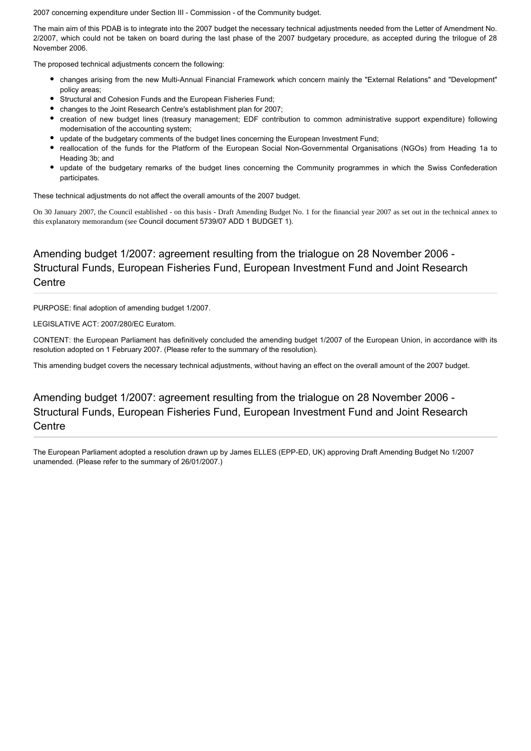2007 concerning expenditure under Section III - Commission - of the Community budget.

The main aim of this PDAB is to integrate into the 2007 budget the necessary technical adjustments needed from the Letter of Amendment No. 2/2007, which could not be taken on board during the last phase of the 2007 budgetary procedure, as accepted during the trilogue of 28 November 2006.

The proposed technical adjustments concern the following:

- changes arising from the new Multi-Annual Financial Framework which concern mainly the "External Relations" and "Development" policy areas;
- Structural and Cohesion Funds and the European Fisheries Fund;
- changes to the Joint Research Centre's establishment plan for 2007;
- creation of new budget lines (treasury management; EDF contribution to common administrative support expenditure) following modernisation of the accounting system;
- update of the budgetary comments of the budget lines concerning the European Investment Fund;
- reallocation of the funds for the Platform of the European Social Non-Governmental Organisations (NGOs) from Heading 1a to Heading 3b; and
- update of the budgetary remarks of the budget lines concerning the Community programmes in which the Swiss Confederation participates.

These technical adjustments do not affect the overall amounts of the 2007 budget.

On 30 January 2007, the Council established - on this basis - Draft Amending Budget No. 1 for the financial year 2007 as set out in the technical annex to this explanatory memorandum (see Council document 5739/07 ADD 1 BUDGET 1).

## Amending budget 1/2007: agreement resulting from the trialogue on 28 November 2006 - Structural Funds, European Fisheries Fund, European Investment Fund and Joint Research Centre

PURPOSE: final adoption of amending budget 1/2007.

LEGISLATIVE ACT: 2007/280/EC Euratom.

CONTENT: the European Parliament has definitively concluded the amending budget 1/2007 of the European Union, in accordance with its resolution adopted on 1 February 2007. (Please refer to the summary of the resolution).

This amending budget covers the necessary technical adjustments, without having an effect on the overall amount of the 2007 budget.

## Amending budget 1/2007: agreement resulting from the trialogue on 28 November 2006 - Structural Funds, European Fisheries Fund, European Investment Fund and Joint Research Centre

The European Parliament adopted a resolution drawn up by James ELLES (EPP-ED, UK) approving Draft Amending Budget No 1/2007 unamended. (Please refer to the summary of 26/01/2007.)